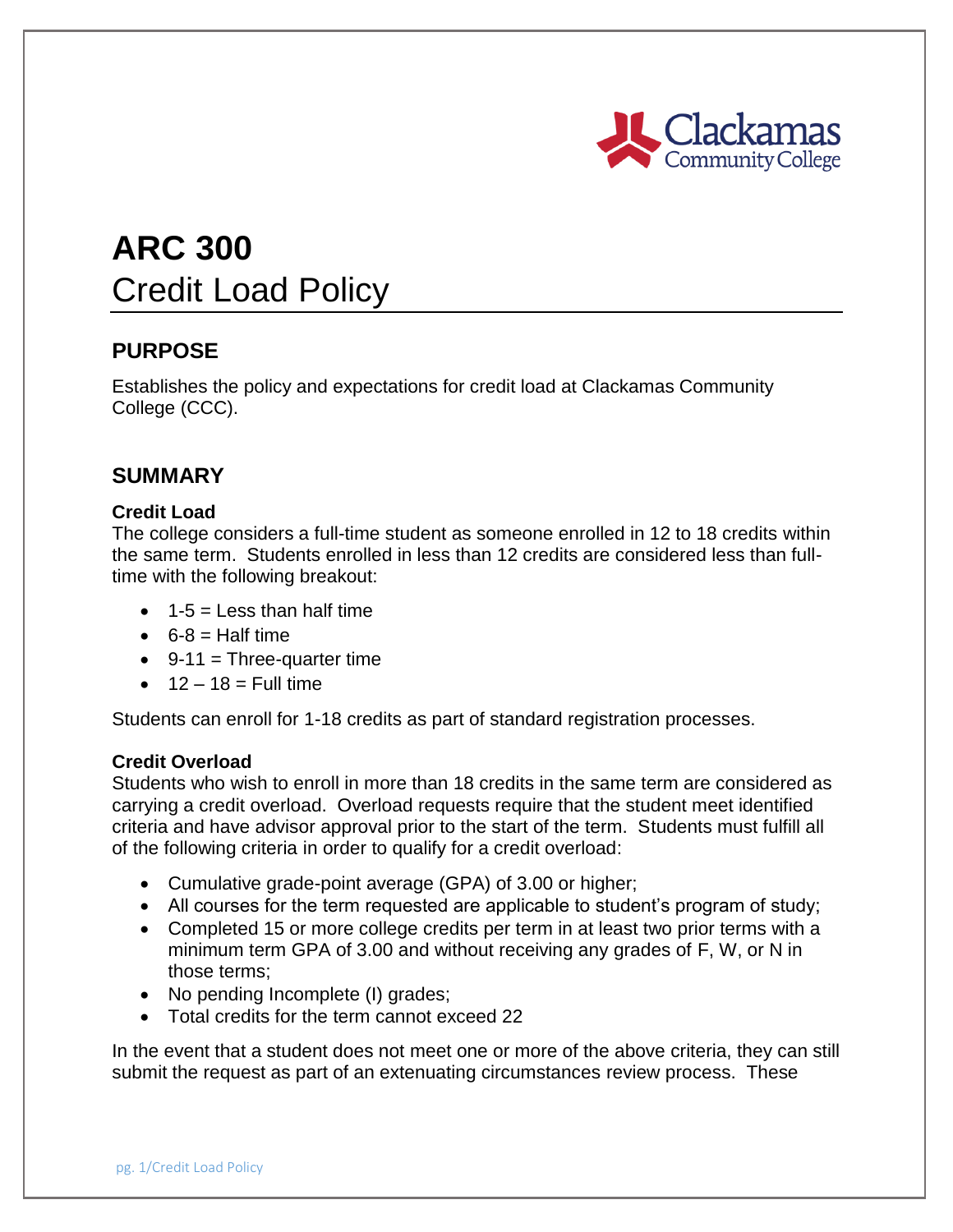# ARC 300
Credit Load Policy

## PURPOSE

Establishes the policy and expectations for credit load at Clackamas Community College (CCC).

## SUMMARY

**Credit Load**

The college considers a full-time student as someone enrolled in 12 to 18 credits within the same term. Students enrolled in less than 12 credits are considered less than full-time with the following breakout:

- 1-5 = Less than half time
- 6-8 = Half time
- 9-11 = Three-quarter time
- 12 – 18 = Full time

Students can enroll for 1-18 credits as part of standard registration processes.

**Credit Overload**

Students who wish to enroll in more than 18 credits in the same term are considered as carrying a credit overload. Overload requests require that the student meet identified criteria and have advisor approval prior to the start of the term. Students must fulfill all of the following criteria in order to qualify for a credit overload:

- Cumulative grade-point average (GPA) of 3.00 or higher;
- All courses for the term requested are applicable to student's program of study;
- Completed 15 or more college credits per term in at least two prior terms with a minimum term GPA of 3.00 and without receiving any grades of F, W, or N in those terms;
- No pending Incomplete (I) grades;
- Total credits for the term cannot exceed 22

In the event that a student does not meet one or more of the above criteria, they can still submit the request as part of an extenuating circumstances review process. These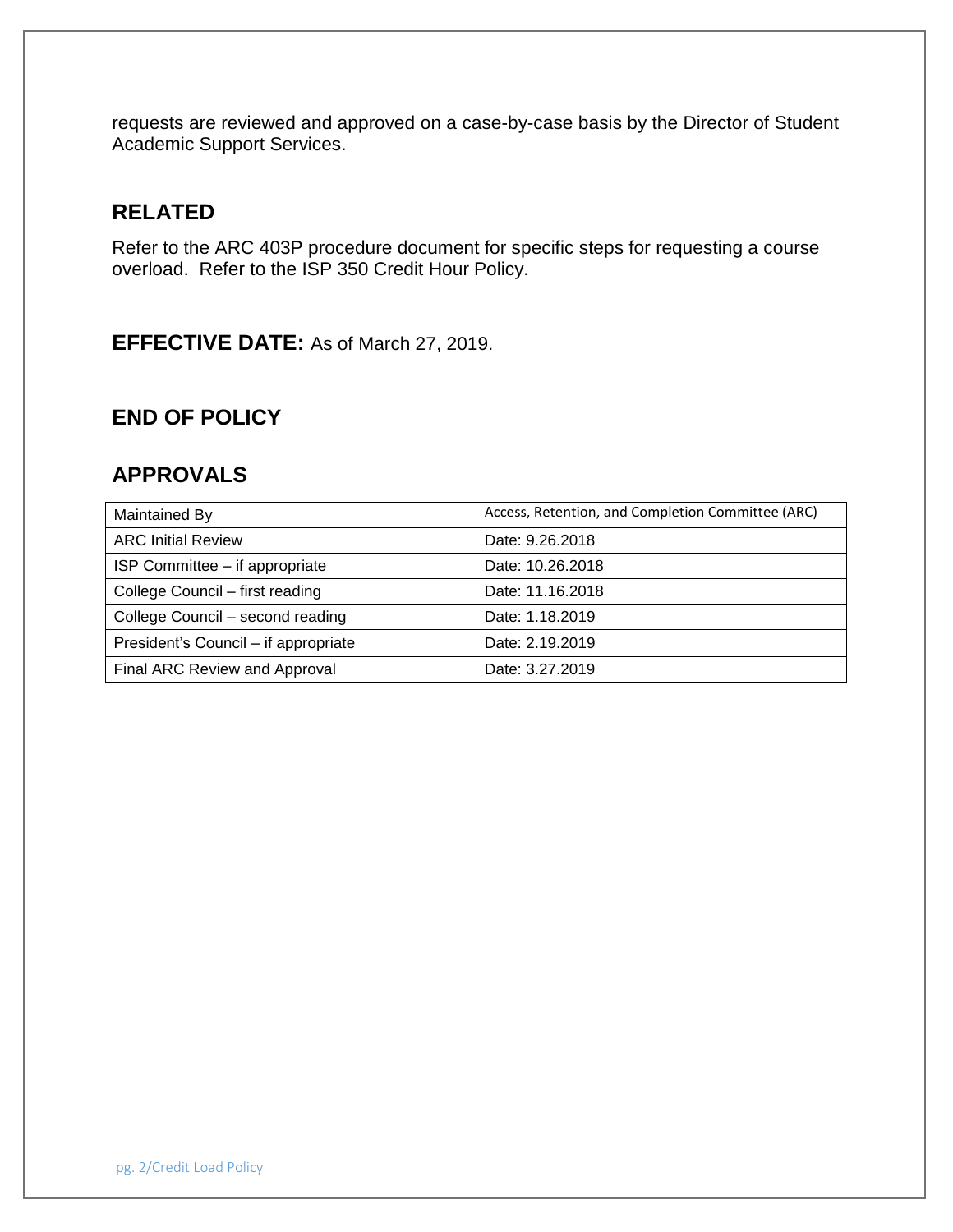requests are reviewed and approved on a case-by-case basis by the Director of Student Academic Support Services.

## RELATED

Refer to the ARC 403P procedure document for specific steps for requesting a course overload. Refer to the ISP 350 Credit Hour Policy.

## EFFECTIVE DATE: As of March 27, 2019.

## END OF POLICY

## APPROVALS

| | |
|---|---|
| Maintained By | Access, Retention, and Completion Committee (ARC) |
| ARC Initial Review | Date: 9.26.2018 |
| ISP Committee – if appropriate | Date: 10.26.2018 |
| College Council – first reading | Date: 11.16.2018 |
| College Council – second reading | Date: 1.18.2019 |
| President's Council – if appropriate | Date: 2.19.2019 |
| Final ARC Review and Approval | Date: 3.27.2019 |